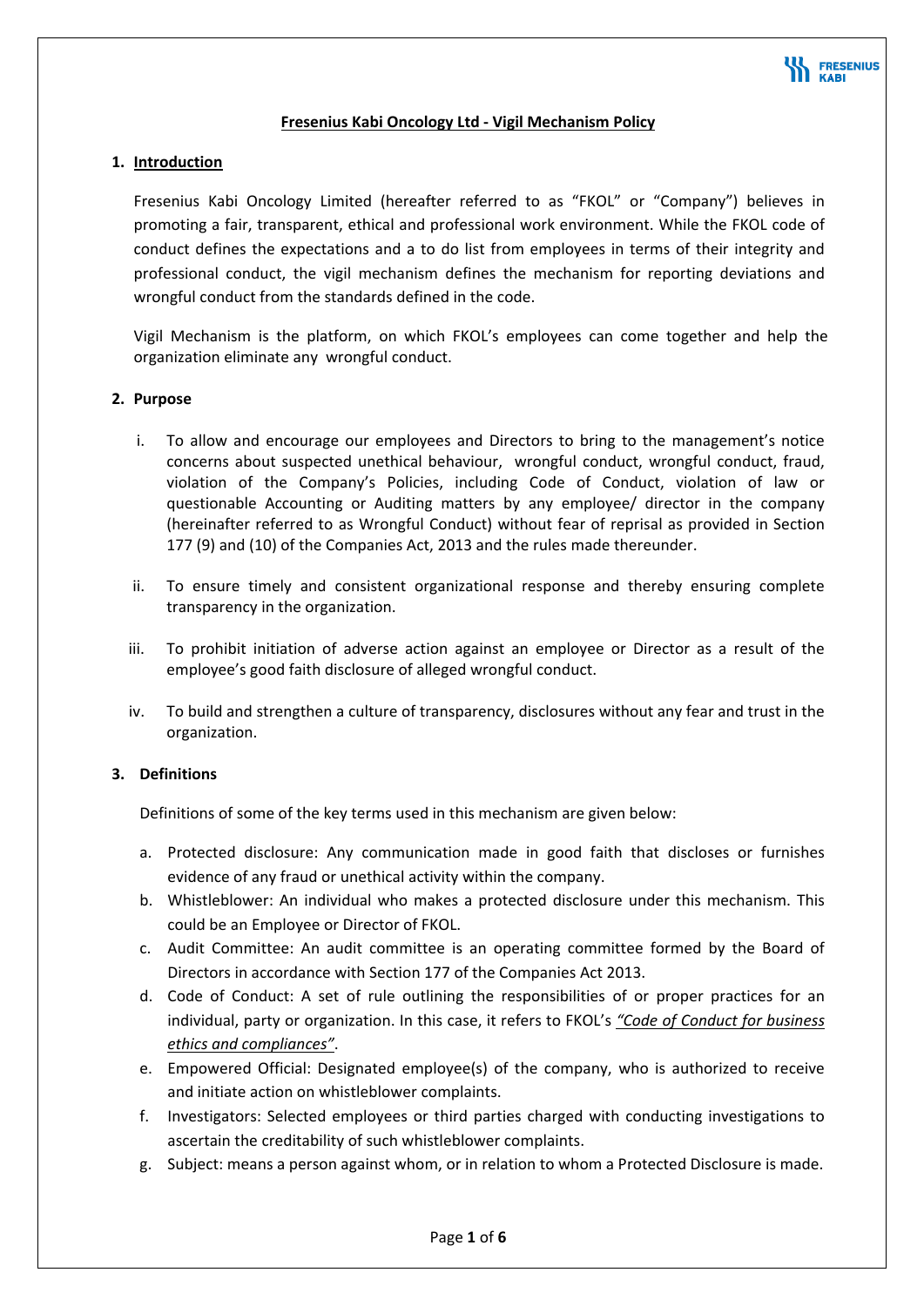# Fresenius Kabi Oncology Ltd - Vigil Mechanism Policy

## 1. Introduction

Fresenius Kabi Oncology Limited (hereafter referred to as "FKOL" or "Company") believes in promoting a fair, transparent, ethical and professional work environment. While the FKOL code of conduct defines the expectations and a to do list from employees in terms of their integrity and professional conduct, the vigil mechanism defines the mechanism for reporting deviations and wrongful conduct from the standards defined in the code.

Vigil Mechanism is the platform, on which FKOL's employees can come together and help the organization eliminate any wrongful conduct.

## 2. Purpose

i. To allow and encourage our employees and Directors to bring to the management's notice concerns about suspected unethical behaviour, wrongful conduct, wrongful conduct, fraud, violation of the Company's Policies, including Code of Conduct, violation of law or questionable Accounting or Auditing matters by any employee/ director in the company (hereinafter referred to as Wrongful Conduct) without fear of reprisal as provided in Section 177 (9) and (10) of the Companies Act, 2013 and the rules made thereunder.

ii. To ensure timely and consistent organizational response and thereby ensuring complete transparency in the organization.

iii. To prohibit initiation of adverse action against an employee or Director as a result of the employee's good faith disclosure of alleged wrongful conduct.

iv. To build and strengthen a culture of transparency, disclosures without any fear and trust in the organization.

## 3. Definitions

Definitions of some of the key terms used in this mechanism are given below:

a. Protected disclosure: Any communication made in good faith that discloses or furnishes evidence of any fraud or unethical activity within the company.

b. Whistleblower: An individual who makes a protected disclosure under this mechanism. This could be an Employee or Director of FKOL.

c. Audit Committee: An audit committee is an operating committee formed by the Board of Directors in accordance with Section 177 of the Companies Act 2013.

d. Code of Conduct: A set of rule outlining the responsibilities of or proper practices for an individual, party or organization. In this case, it refers to FKOL's *"Code of Conduct for business ethics and compliances"*.

e. Empowered Official: Designated employee(s) of the company, who is authorized to receive and initiate action on whistleblower complaints.

f. Investigators: Selected employees or third parties charged with conducting investigations to ascertain the creditability of such whistleblower complaints.

g. Subject: means a person against whom, or in relation to whom a Protected Disclosure is made.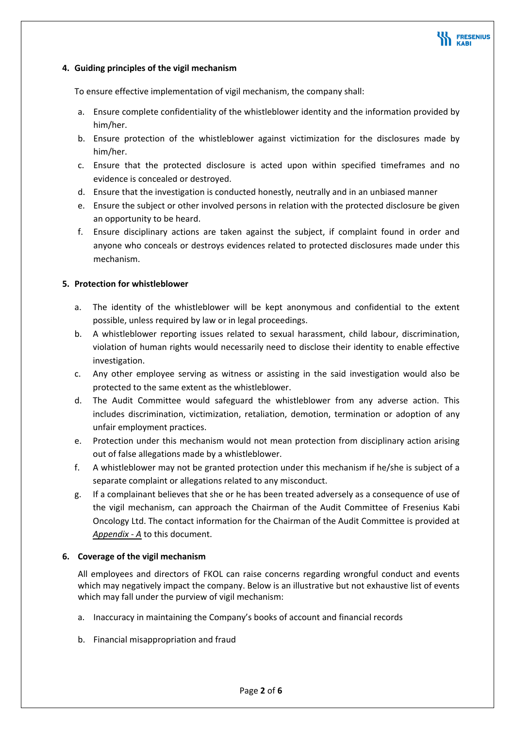## 4. Guiding principles of the vigil mechanism

To ensure effective implementation of vigil mechanism, the company shall:

a. Ensure complete confidentiality of the whistleblower identity and the information provided by him/her.
b. Ensure protection of the whistleblower against victimization for the disclosures made by him/her.
c. Ensure that the protected disclosure is acted upon within specified timeframes and no evidence is concealed or destroyed.
d. Ensure that the investigation is conducted honestly, neutrally and in an unbiased manner
e. Ensure the subject or other involved persons in relation with the protected disclosure be given an opportunity to be heard.
f. Ensure disciplinary actions are taken against the subject, if complaint found in order and anyone who conceals or destroys evidences related to protected disclosures made under this mechanism.

## 5. Protection for whistleblower

a. The identity of the whistleblower will be kept anonymous and confidential to the extent possible, unless required by law or in legal proceedings.
b. A whistleblower reporting issues related to sexual harassment, child labour, discrimination, violation of human rights would necessarily need to disclose their identity to enable effective investigation.
c. Any other employee serving as witness or assisting in the said investigation would also be protected to the same extent as the whistleblower.
d. The Audit Committee would safeguard the whistleblower from any adverse action. This includes discrimination, victimization, retaliation, demotion, termination or adoption of any unfair employment practices.
e. Protection under this mechanism would not mean protection from disciplinary action arising out of false allegations made by a whistleblower.
f. A whistleblower may not be granted protection under this mechanism if he/she is subject of a separate complaint or allegations related to any misconduct.
g. If a complainant believes that she or he has been treated adversely as a consequence of use of the vigil mechanism, can approach the Chairman of the Audit Committee of Fresenius Kabi Oncology Ltd. The contact information for the Chairman of the Audit Committee is provided at *Appendix - A* to this document.

## 6. Coverage of the vigil mechanism

All employees and directors of FKOL can raise concerns regarding wrongful conduct and events which may negatively impact the company. Below is an illustrative but not exhaustive list of events which may fall under the purview of vigil mechanism:

a. Inaccuracy in maintaining the Company's books of account and financial records
b. Financial misappropriation and fraud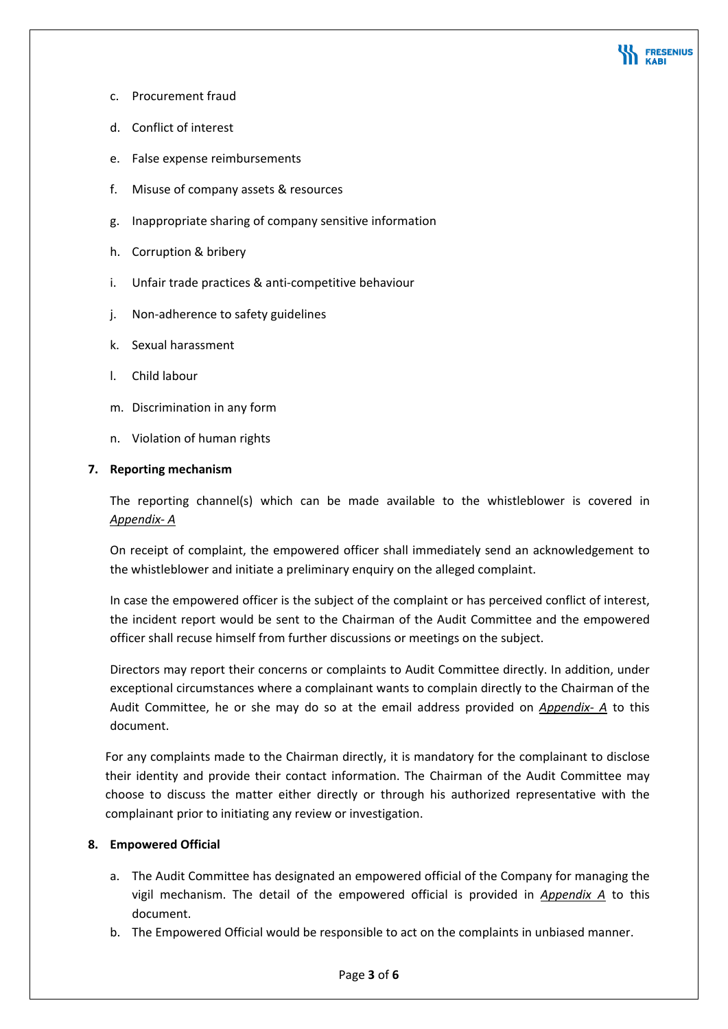c. Procurement fraud

d. Conflict of interest

e. False expense reimbursements

f. Misuse of company assets & resources

g. Inappropriate sharing of company sensitive information

h. Corruption & bribery

i. Unfair trade practices & anti-competitive behaviour

j. Non-adherence to safety guidelines

k. Sexual harassment

l. Child labour

m. Discrimination in any form

n. Violation of human rights

**7. Reporting mechanism**

The reporting channel(s) which can be made available to the whistleblower is covered in *Appendix- A*

On receipt of complaint, the empowered officer shall immediately send an acknowledgement to the whistleblower and initiate a preliminary enquiry on the alleged complaint.

In case the empowered officer is the subject of the complaint or has perceived conflict of interest, the incident report would be sent to the Chairman of the Audit Committee and the empowered officer shall recuse himself from further discussions or meetings on the subject.

Directors may report their concerns or complaints to Audit Committee directly. In addition, under exceptional circumstances where a complainant wants to complain directly to the Chairman of the Audit Committee, he or she may do so at the email address provided on ***Appendix- A*** to this document.

For any complaints made to the Chairman directly, it is mandatory for the complainant to disclose their identity and provide their contact information. The Chairman of the Audit Committee may choose to discuss the matter either directly or through his authorized representative with the complainant prior to initiating any review or investigation.

**8. Empowered Official**

a. The Audit Committee has designated an empowered official of the Company for managing the vigil mechanism. The detail of the empowered official is provided in ***Appendix A*** to this document.
b. The Empowered Official would be responsible to act on the complaints in unbiased manner.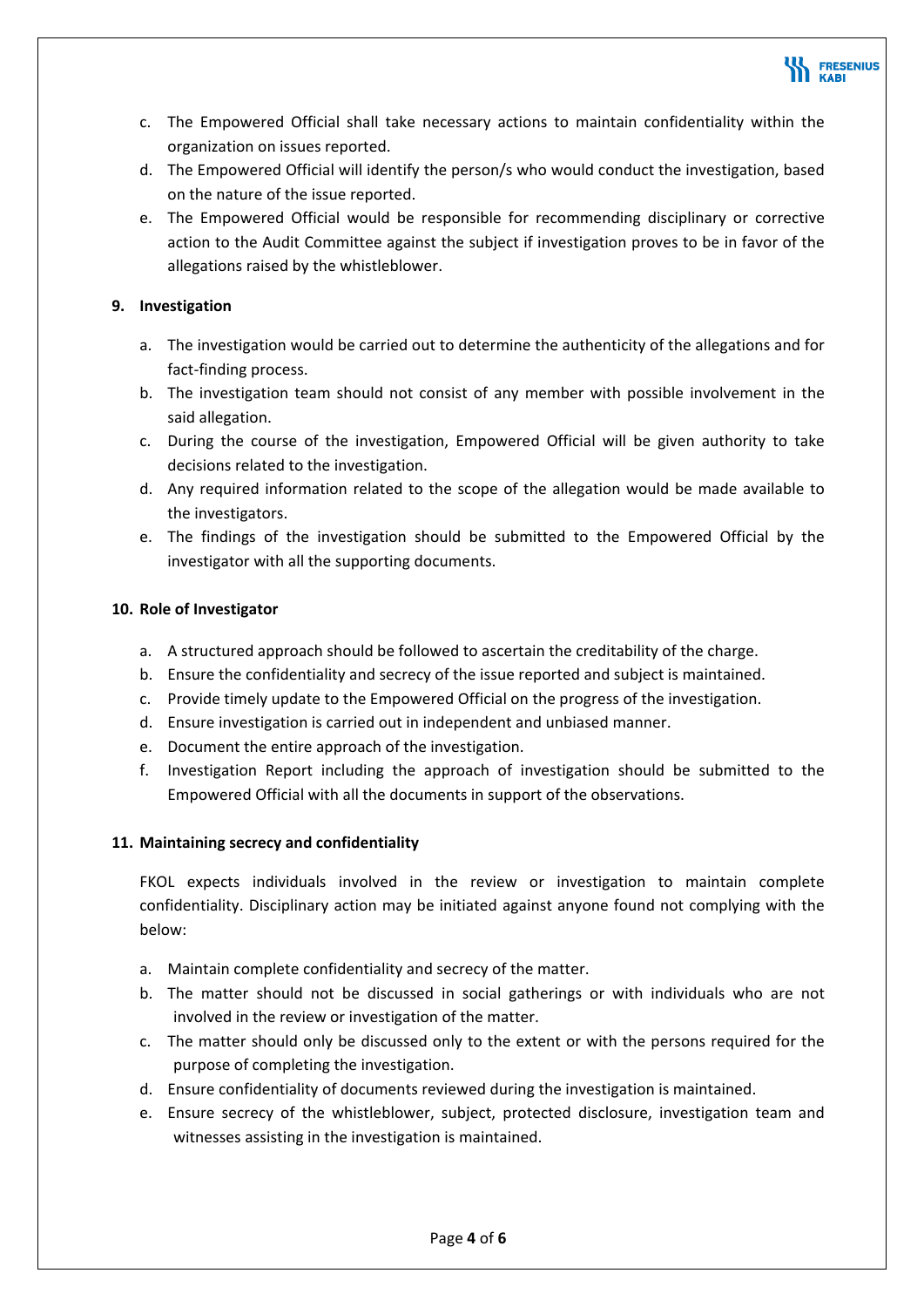c. The Empowered Official shall take necessary actions to maintain confidentiality within the organization on issues reported.
d. The Empowered Official will identify the person/s who would conduct the investigation, based on the nature of the issue reported.
e. The Empowered Official would be responsible for recommending disciplinary or corrective action to the Audit Committee against the subject if investigation proves to be in favor of the allegations raised by the whistleblower.

**9. Investigation**

a. The investigation would be carried out to determine the authenticity of the allegations and for fact-finding process.
b. The investigation team should not consist of any member with possible involvement in the said allegation.
c. During the course of the investigation, Empowered Official will be given authority to take decisions related to the investigation.
d. Any required information related to the scope of the allegation would be made available to the investigators.
e. The findings of the investigation should be submitted to the Empowered Official by the investigator with all the supporting documents.

**10. Role of Investigator**

a. A structured approach should be followed to ascertain the creditability of the charge.
b. Ensure the confidentiality and secrecy of the issue reported and subject is maintained.
c. Provide timely update to the Empowered Official on the progress of the investigation.
d. Ensure investigation is carried out in independent and unbiased manner.
e. Document the entire approach of the investigation.
f. Investigation Report including the approach of investigation should be submitted to the Empowered Official with all the documents in support of the observations.

**11. Maintaining secrecy and confidentiality**

FKOL expects individuals involved in the review or investigation to maintain complete confidentiality. Disciplinary action may be initiated against anyone found not complying with the below:

a. Maintain complete confidentiality and secrecy of the matter.
b. The matter should not be discussed in social gatherings or with individuals who are not involved in the review or investigation of the matter.
c. The matter should only be discussed only to the extent or with the persons required for the purpose of completing the investigation.
d. Ensure confidentiality of documents reviewed during the investigation is maintained.
e. Ensure secrecy of the whistleblower, subject, protected disclosure, investigation team and witnesses assisting in the investigation is maintained.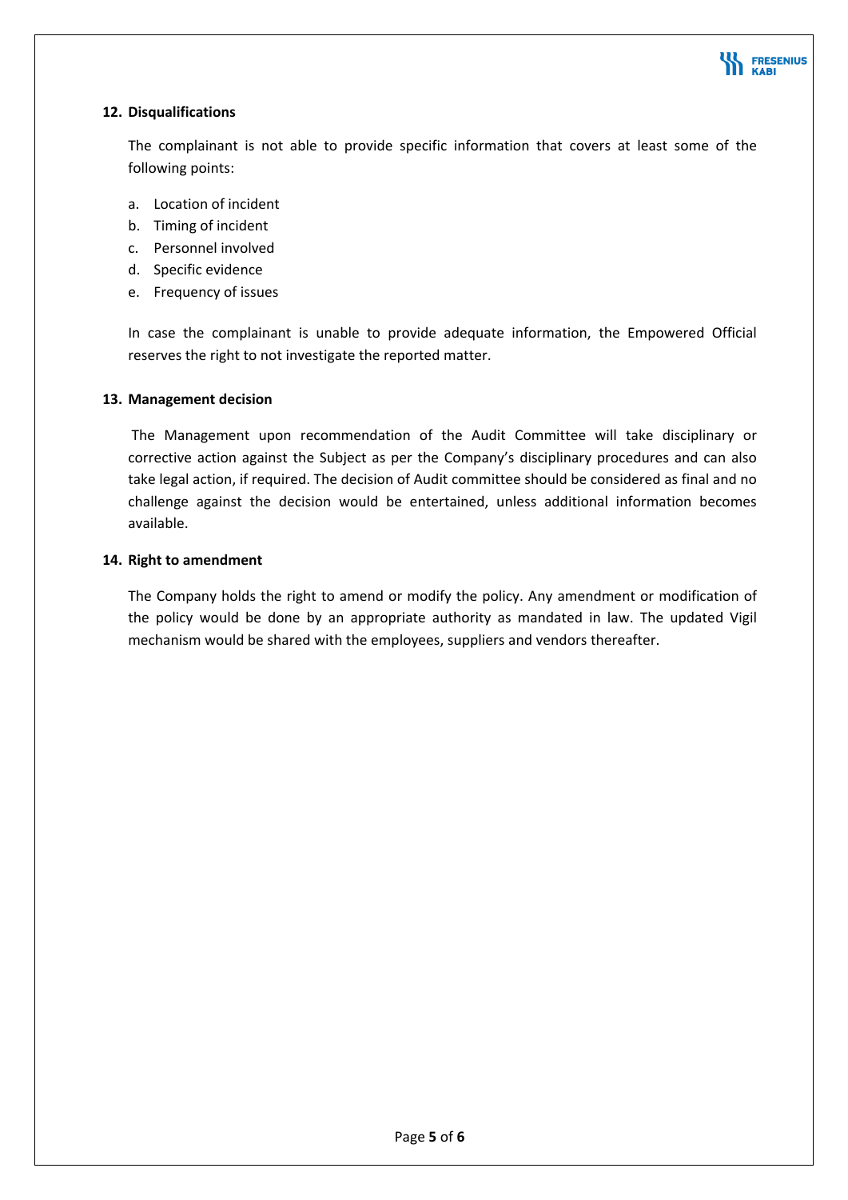## 12. Disqualifications

The complainant is not able to provide specific information that covers at least some of the following points:

a. Location of incident
b. Timing of incident
c. Personnel involved
d. Specific evidence
e. Frequency of issues

In case the complainant is unable to provide adequate information, the Empowered Official reserves the right to not investigate the reported matter.

## 13. Management decision

The Management upon recommendation of the Audit Committee will take disciplinary or corrective action against the Subject as per the Company's disciplinary procedures and can also take legal action, if required. The decision of Audit committee should be considered as final and no challenge against the decision would be entertained, unless additional information becomes available.

## 14. Right to amendment

The Company holds the right to amend or modify the policy. Any amendment or modification of the policy would be done by an appropriate authority as mandated in law. The updated Vigil mechanism would be shared with the employees, suppliers and vendors thereafter.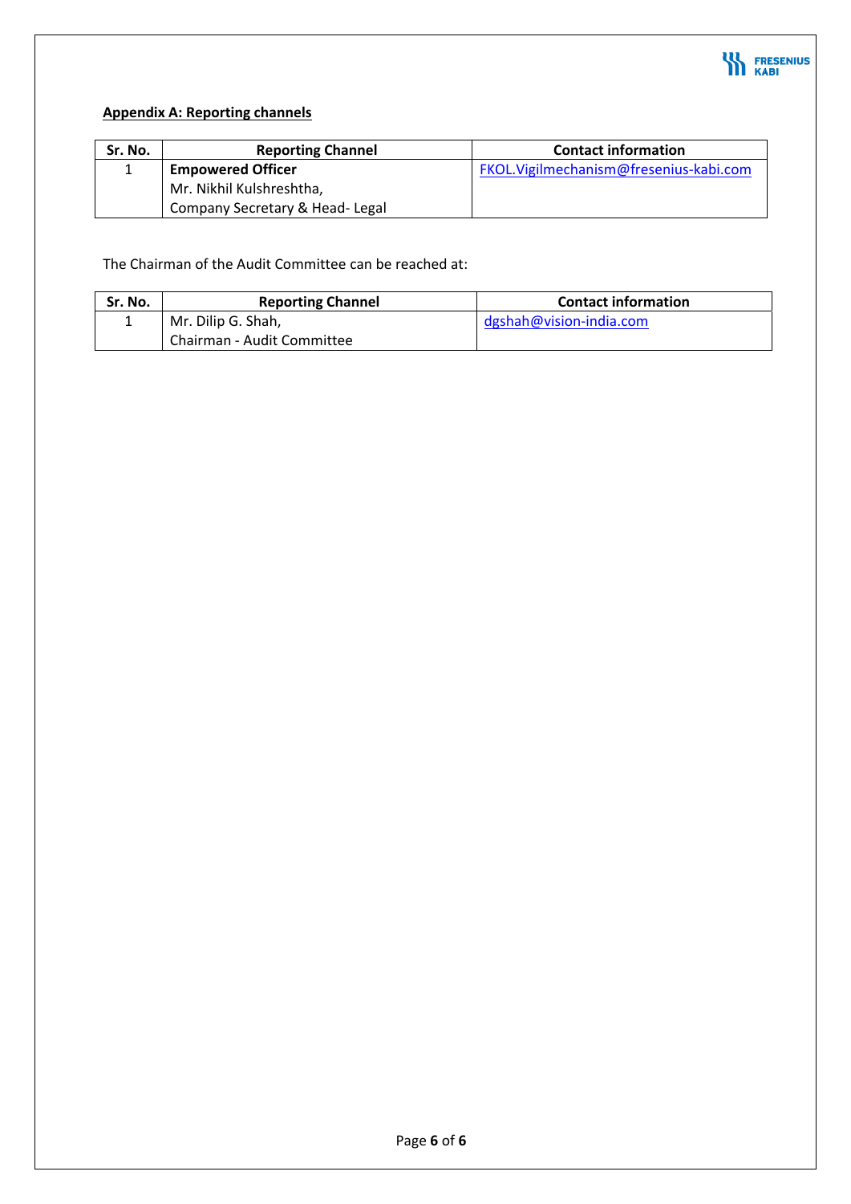**Appendix A: Reporting channels**

| Sr. No. | Reporting Channel | Contact information |
| --- | --- | --- |
| 1 | **Empowered Officer**<br>Mr. Nikhil Kulshreshtha,<br>Company Secretary & Head- Legal | FKOL.Vigilmechanism@fresenius-kabi.com |

The Chairman of the Audit Committee can be reached at:

| Sr. No. | Reporting Channel | Contact information |
| --- | --- | --- |
| 1 | Mr. Dilip G. Shah,<br>Chairman - Audit Committee | dgshah@vision-india.com |